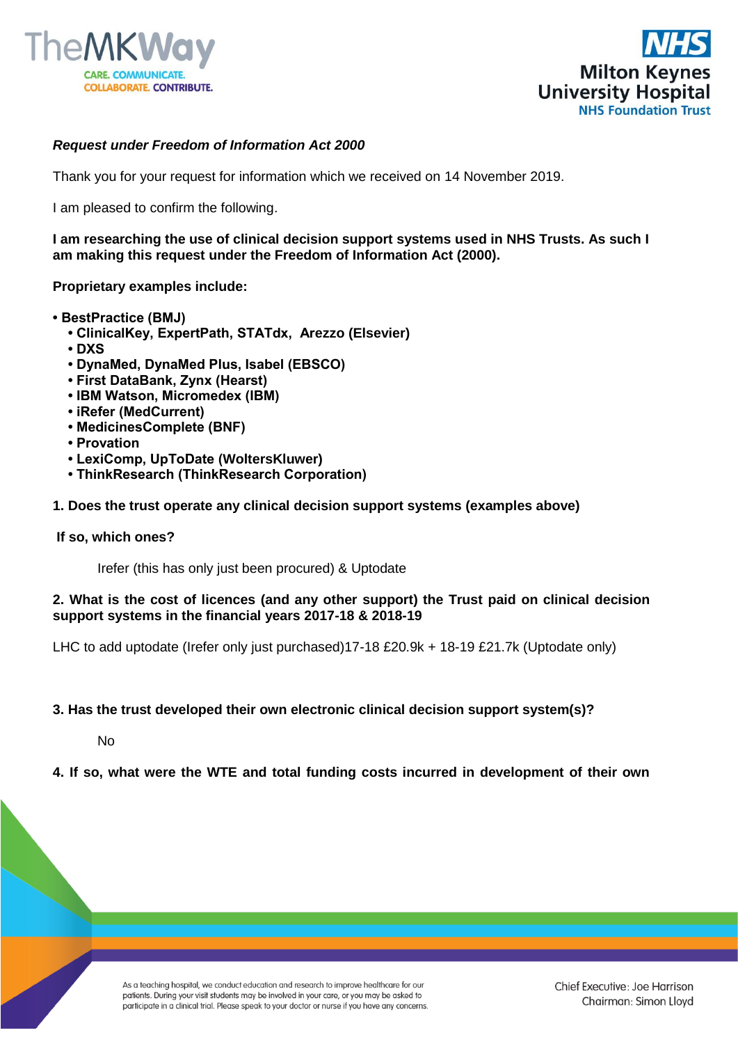*Request under Freedom of Information Act 2000*

Thank you for your request for information which we received on 14 November 2019.

I am pleased to confirm the following.

**I am researching the use of clinical decision support systems used in NHS Trusts. As such I am making this request under the Freedom of Information Act (2000).**

**Proprietary examples include:**

- **BestPractice (BMJ)**
- **ClinicalKey, ExpertPath, STATdx, Arezzo (Elsevier)**
- **DXS**
- **DynaMed, DynaMed Plus, Isabel (EBSCO)**
- **First DataBank, Zynx (Hearst)**
- **IBM Watson, Micromedex (IBM)**
- **iRefer (MedCurrent)**
- **MedicinesComplete (BNF)**
- **Provation**
- **LexiComp, UpToDate (WoltersKluwer)**
- **ThinkResearch (ThinkResearch Corporation)**

**1. Does the trust operate any clinical decision support systems (examples above)**

**If so, which ones?**

Irefer (this has only just been procured) & Uptodate

**2. What is the cost of licences (and any other support) the Trust paid on clinical decision support systems in the financial years 2017-18 & 2018-19**

LHC to add uptodate (Irefer only just purchased)17-18 £20.9k + 18-19 £21.7k (Uptodate only)

**3. Has the trust developed their own electronic clinical decision support system(s)?**

No

**4. If so, what were the WTE and total funding costs incurred in development of their own**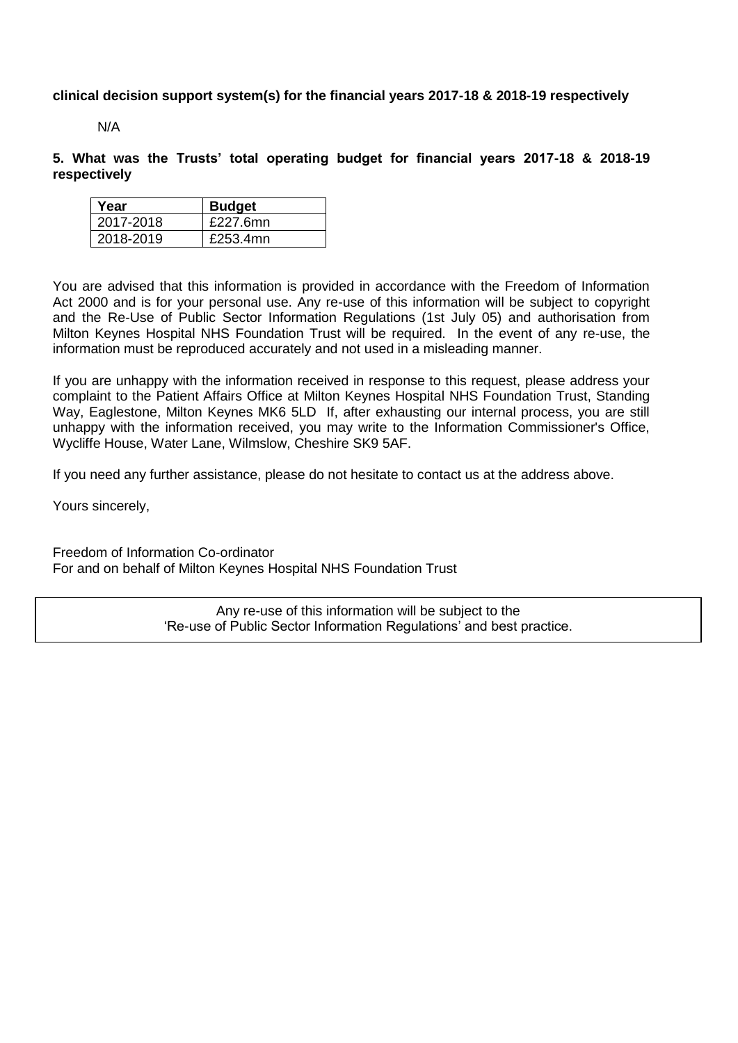**clinical decision support system(s) for the financial years 2017-18 & 2018-19 respectively**

N/A

**5. What was the Trusts' total operating budget for financial years 2017-18 & 2018-19 respectively**

| Year | Budget |
|---|---|
| 2017-2018 | £227.6mn |
| 2018-2019 | £253.4mn |

You are advised that this information is provided in accordance with the Freedom of Information Act 2000 and is for your personal use. Any re-use of this information will be subject to copyright and the Re-Use of Public Sector Information Regulations (1st July 05) and authorisation from Milton Keynes Hospital NHS Foundation Trust will be required. In the event of any re-use, the information must be reproduced accurately and not used in a misleading manner.

If you are unhappy with the information received in response to this request, please address your complaint to the Patient Affairs Office at Milton Keynes Hospital NHS Foundation Trust, Standing Way, Eaglestone, Milton Keynes MK6 5LD If, after exhausting our internal process, you are still unhappy with the information received, you may write to the Information Commissioner's Office, Wycliffe House, Water Lane, Wilmslow, Cheshire SK9 5AF.

If you need any further assistance, please do not hesitate to contact us at the address above.

Yours sincerely,

Freedom of Information Co-ordinator
For and on behalf of Milton Keynes Hospital NHS Foundation Trust

Any re-use of this information will be subject to the
'Re-use of Public Sector Information Regulations' and best practice.